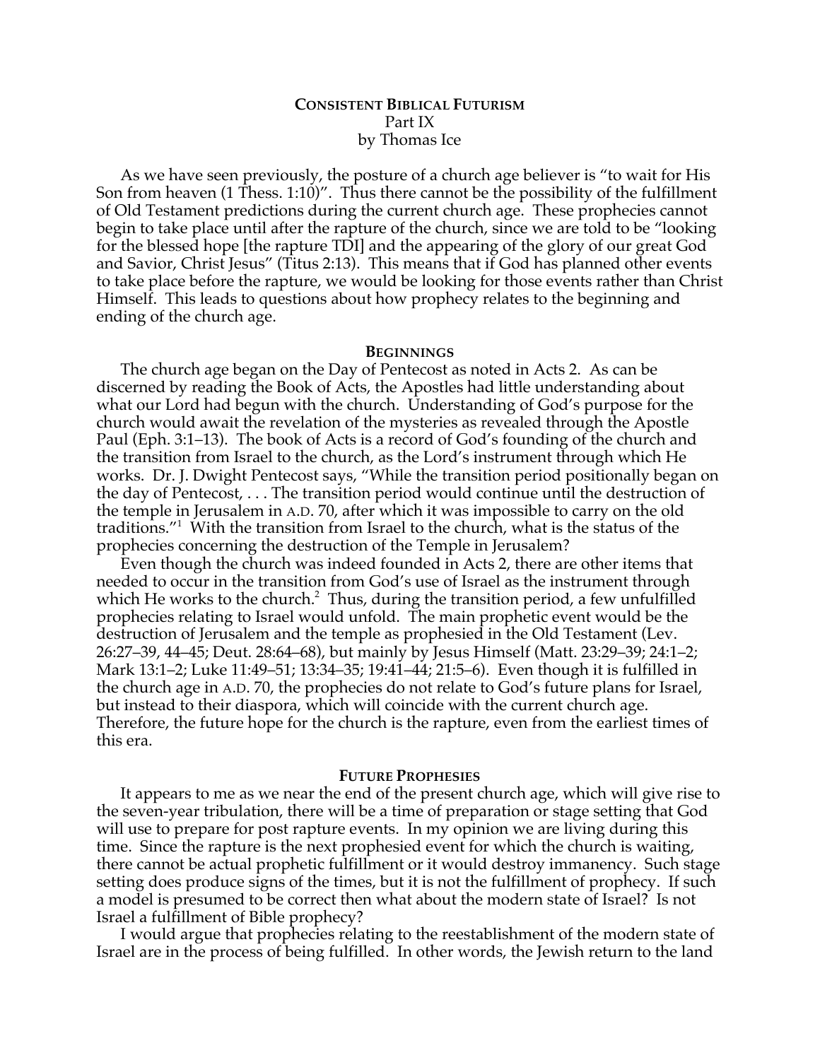**CONSISTENT BIBLICAL FUTURISM**
Part IX
by Thomas Ice

As we have seen previously, the posture of a church age believer is "to wait for His Son from heaven (1 Thess. 1:10)". Thus there cannot be the possibility of the fulfillment of Old Testament predictions during the current church age. These prophecies cannot begin to take place until after the rapture of the church, since we are told to be "looking for the blessed hope [the rapture TDI] and the appearing of the glory of our great God and Savior, Christ Jesus" (Titus 2:13). This means that if God has planned other events to take place before the rapture, we would be looking for those events rather than Christ Himself. This leads to questions about how prophecy relates to the beginning and ending of the church age.

## BEGINNINGS

The church age began on the Day of Pentecost as noted in Acts 2. As can be discerned by reading the Book of Acts, the Apostles had little understanding about what our Lord had begun with the church. Understanding of God's purpose for the church would await the revelation of the mysteries as revealed through the Apostle Paul (Eph. 3:1–13). The book of Acts is a record of God's founding of the church and the transition from Israel to the church, as the Lord's instrument through which He works. Dr. J. Dwight Pentecost says, "While the transition period positionally began on the day of Pentecost, . . . The transition period would continue until the destruction of the temple in Jerusalem in A.D. 70, after which it was impossible to carry on the old traditions."[1] With the transition from Israel to the church, what is the status of the prophecies concerning the destruction of the Temple in Jerusalem?

Even though the church was indeed founded in Acts 2, there are other items that needed to occur in the transition from God's use of Israel as the instrument through which He works to the church.[2] Thus, during the transition period, a few unfulfilled prophecies relating to Israel would unfold. The main prophetic event would be the destruction of Jerusalem and the temple as prophesied in the Old Testament (Lev. 26:27–39, 44–45; Deut. 28:64–68), but mainly by Jesus Himself (Matt. 23:29–39; 24:1–2; Mark 13:1–2; Luke 11:49–51; 13:34–35; 19:41–44; 21:5–6). Even though it is fulfilled in the church age in A.D. 70, the prophecies do not relate to God's future plans for Israel, but instead to their diaspora, which will coincide with the current church age. Therefore, the future hope for the church is the rapture, even from the earliest times of this era.

## FUTURE PROPHESIES

It appears to me as we near the end of the present church age, which will give rise to the seven-year tribulation, there will be a time of preparation or stage setting that God will use to prepare for post rapture events. In my opinion we are living during this time. Since the rapture is the next prophesied event for which the church is waiting, there cannot be actual prophetic fulfillment or it would destroy immanency. Such stage setting does produce signs of the times, but it is not the fulfillment of prophecy. If such a model is presumed to be correct then what about the modern state of Israel? Is not Israel a fulfillment of Bible prophecy?

I would argue that prophecies relating to the reestablishment of the modern state of Israel are in the process of being fulfilled. In other words, the Jewish return to the land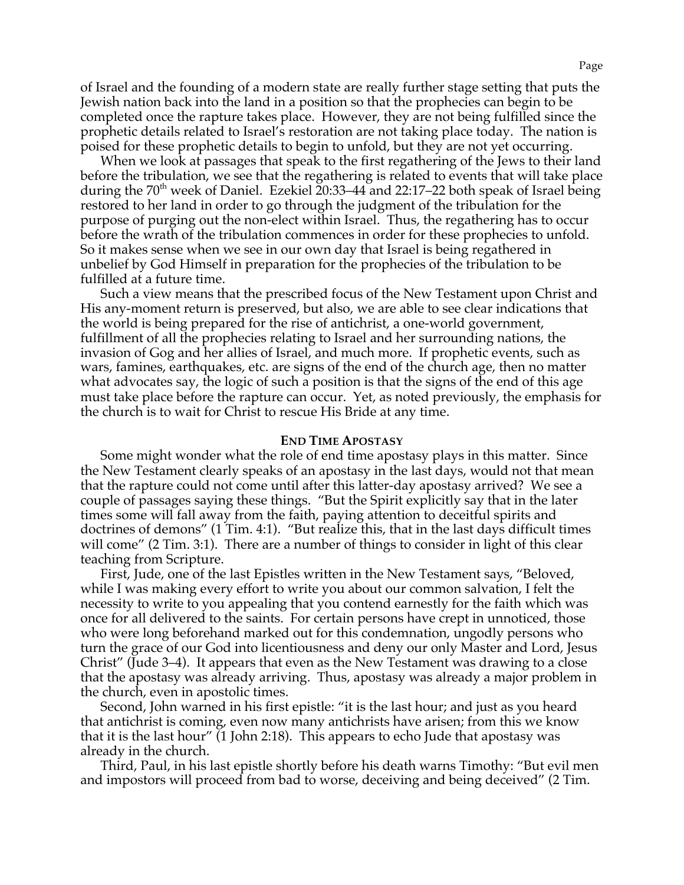of Israel and the founding of a modern state are really further stage setting that puts the Jewish nation back into the land in a position so that the prophecies can begin to be completed once the rapture takes place. However, they are not being fulfilled since the prophetic details related to Israel's restoration are not taking place today. The nation is poised for these prophetic details to begin to unfold, but they are not yet occurring.

When we look at passages that speak to the first regathering of the Jews to their land before the tribulation, we see that the regathering is related to events that will take place during the 70th week of Daniel. Ezekiel 20:33–44 and 22:17–22 both speak of Israel being restored to her land in order to go through the judgment of the tribulation for the purpose of purging out the non-elect within Israel. Thus, the regathering has to occur before the wrath of the tribulation commences in order for these prophecies to unfold. So it makes sense when we see in our own day that Israel is being regathered in unbelief by God Himself in preparation for the prophecies of the tribulation to be fulfilled at a future time.

Such a view means that the prescribed focus of the New Testament upon Christ and His any-moment return is preserved, but also, we are able to see clear indications that the world is being prepared for the rise of antichrist, a one-world government, fulfillment of all the prophecies relating to Israel and her surrounding nations, the invasion of Gog and her allies of Israel, and much more. If prophetic events, such as wars, famines, earthquakes, etc. are signs of the end of the church age, then no matter what advocates say, the logic of such a position is that the signs of the end of this age must take place before the rapture can occur. Yet, as noted previously, the emphasis for the church is to wait for Christ to rescue His Bride at any time.

## END TIME APOSTASY

Some might wonder what the role of end time apostasy plays in this matter. Since the New Testament clearly speaks of an apostasy in the last days, would not that mean that the rapture could not come until after this latter-day apostasy arrived? We see a couple of passages saying these things. "But the Spirit explicitly say that in the later times some will fall away from the faith, paying attention to deceitful spirits and doctrines of demons" (1 Tim. 4:1). "But realize this, that in the last days difficult times will come" (2 Tim. 3:1). There are a number of things to consider in light of this clear teaching from Scripture.

First, Jude, one of the last Epistles written in the New Testament says, "Beloved, while I was making every effort to write you about our common salvation, I felt the necessity to write to you appealing that you contend earnestly for the faith which was once for all delivered to the saints. For certain persons have crept in unnoticed, those who were long beforehand marked out for this condemnation, ungodly persons who turn the grace of our God into licentiousness and deny our only Master and Lord, Jesus Christ" (Jude 3–4). It appears that even as the New Testament was drawing to a close that the apostasy was already arriving. Thus, apostasy was already a major problem in the church, even in apostolic times.

Second, John warned in his first epistle: "it is the last hour; and just as you heard that antichrist is coming, even now many antichrists have arisen; from this we know that it is the last hour" (1 John 2:18). This appears to echo Jude that apostasy was already in the church.

Third, Paul, in his last epistle shortly before his death warns Timothy: "But evil men and impostors will proceed from bad to worse, deceiving and being deceived" (2 Tim.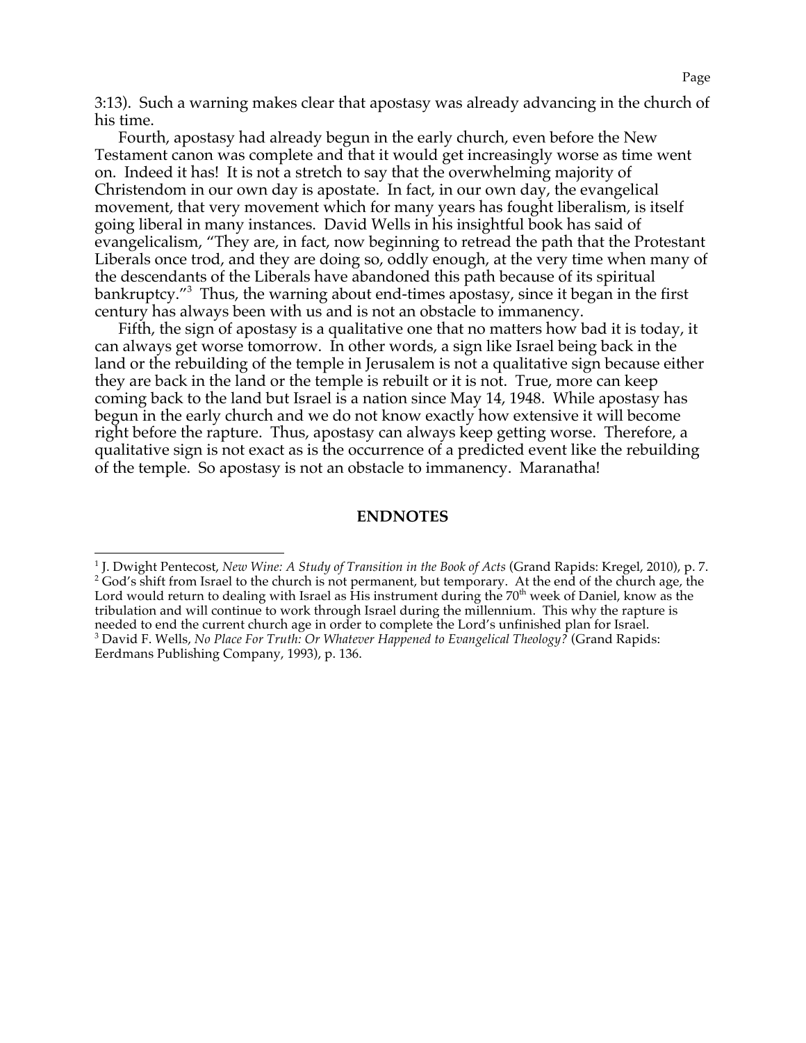3:13). Such a warning makes clear that apostasy was already advancing in the church of his time.

Fourth, apostasy had already begun in the early church, even before the New Testament canon was complete and that it would get increasingly worse as time went on. Indeed it has! It is not a stretch to say that the overwhelming majority of Christendom in our own day is apostate. In fact, in our own day, the evangelical movement, that very movement which for many years has fought liberalism, is itself going liberal in many instances. David Wells in his insightful book has said of evangelicalism, "They are, in fact, now beginning to retread the path that the Protestant Liberals once trod, and they are doing so, oddly enough, at the very time when many of the descendants of the Liberals have abandoned this path because of its spiritual bankruptcy."[3] Thus, the warning about end-times apostasy, since it began in the first century has always been with us and is not an obstacle to immanency.

Fifth, the sign of apostasy is a qualitative one that no matters how bad it is today, it can always get worse tomorrow. In other words, a sign like Israel being back in the land or the rebuilding of the temple in Jerusalem is not a qualitative sign because either they are back in the land or the temple is rebuilt or it is not. True, more can keep coming back to the land but Israel is a nation since May 14, 1948. While apostasy has begun in the early church and we do not know exactly how extensive it will become right before the rapture. Thus, apostasy can always keep getting worse. Therefore, a qualitative sign is not exact as is the occurrence of a predicted event like the rebuilding of the temple. So apostasy is not an obstacle to immanency. Maranatha!

## ENDNOTES

[1] J. Dwight Pentecost, *New Wine: A Study of Transition in the Book of Acts* (Grand Rapids: Kregel, 2010), p. 7.

[2] God's shift from Israel to the church is not permanent, but temporary. At the end of the church age, the Lord would return to dealing with Israel as His instrument during the 70th week of Daniel, know as the tribulation and will continue to work through Israel during the millennium. This why the rapture is needed to end the current church age in order to complete the Lord's unfinished plan for Israel.

[3] David F. Wells, *No Place For Truth: Or Whatever Happened to Evangelical Theology?* (Grand Rapids: Eerdmans Publishing Company, 1993), p. 136.